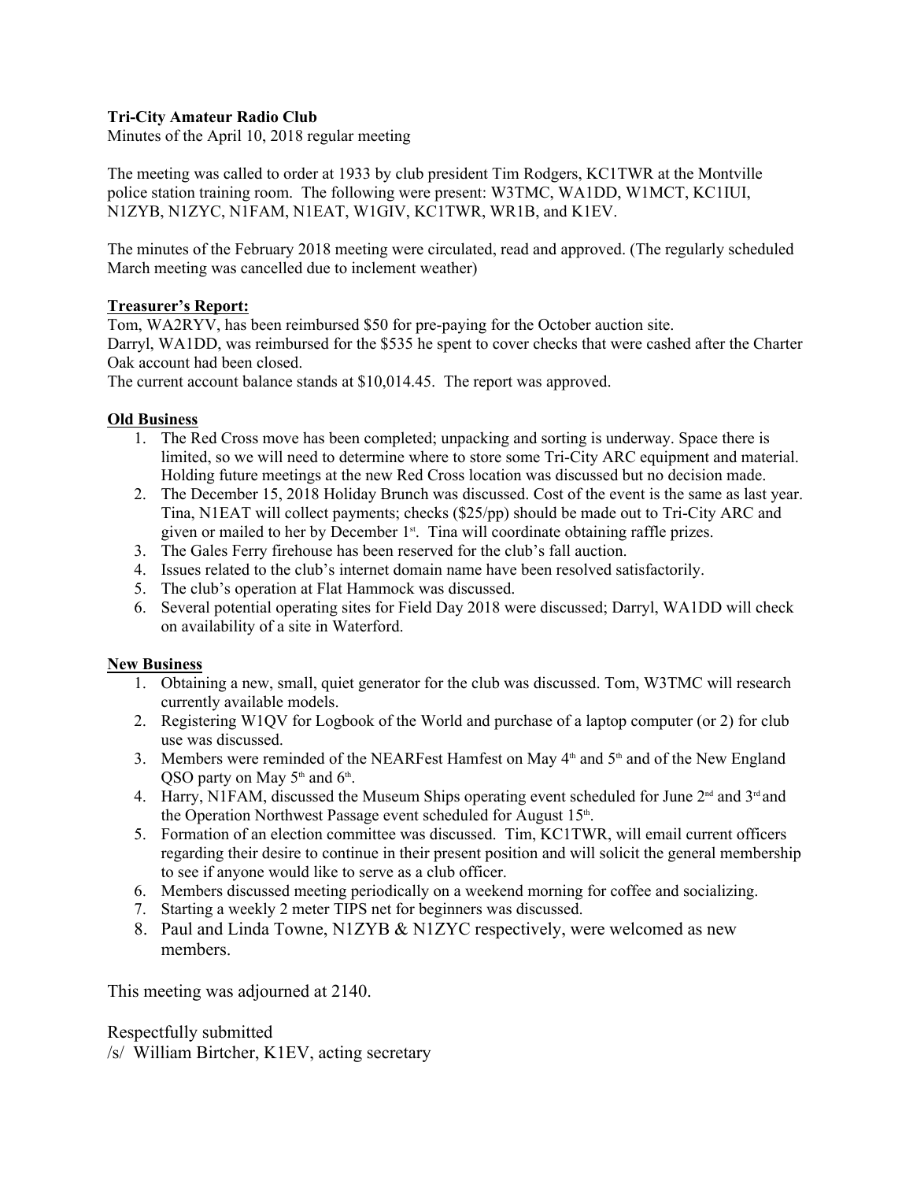**Tri-City Amateur Radio Club**
Minutes of the April 10, 2018 regular meeting

The meeting was called to order at 1933 by club president Tim Rodgers, KC1TWR at the Montville police station training room. The following were present: W3TMC, WA1DD, W1MCT, KC1IUI, N1ZYB, N1ZYC, N1FAM, N1EAT, W1GIV, KC1TWR, WR1B, and K1EV.

The minutes of the February 2018 meeting were circulated, read and approved. (The regularly scheduled March meeting was cancelled due to inclement weather)

**Treasurer's Report:**

Tom, WA2RYV, has been reimbursed $50 for pre-paying for the October auction site.
Darryl, WA1DD, was reimbursed for the $535 he spent to cover checks that were cashed after the Charter Oak account had been closed.
The current account balance stands at $10,014.45. The report was approved.

**Old Business**

1. The Red Cross move has been completed; unpacking and sorting is underway. Space there is limited, so we will need to determine where to store some Tri-City ARC equipment and material. Holding future meetings at the new Red Cross location was discussed but no decision made.
2. The December 15, 2018 Holiday Brunch was discussed. Cost of the event is the same as last year. Tina, N1EAT will collect payments; checks ($25/pp) should be made out to Tri-City ARC and given or mailed to her by December 1st. Tina will coordinate obtaining raffle prizes.
3. The Gales Ferry firehouse has been reserved for the club's fall auction.
4. Issues related to the club's internet domain name have been resolved satisfactorily.
5. The club's operation at Flat Hammock was discussed.
6. Several potential operating sites for Field Day 2018 were discussed; Darryl, WA1DD will check on availability of a site in Waterford.

**New Business**

1. Obtaining a new, small, quiet generator for the club was discussed. Tom, W3TMC will research currently available models.
2. Registering W1QV for Logbook of the World and purchase of a laptop computer (or 2) for club use was discussed.
3. Members were reminded of the NEARFest Hamfest on May 4th and 5th and of the New England QSO party on May 5th and 6th.
4. Harry, N1FAM, discussed the Museum Ships operating event scheduled for June 2nd and 3rd and the Operation Northwest Passage event scheduled for August 15th.
5. Formation of an election committee was discussed. Tim, KC1TWR, will email current officers regarding their desire to continue in their present position and will solicit the general membership to see if anyone would like to serve as a club officer.
6. Members discussed meeting periodically on a weekend morning for coffee and socializing.
7. Starting a weekly 2 meter TIPS net for beginners was discussed.
8. Paul and Linda Towne, N1ZYB & N1ZYC respectively, were welcomed as new members.

This meeting was adjourned at 2140.

Respectfully submitted
/s/ William Birtcher, K1EV, acting secretary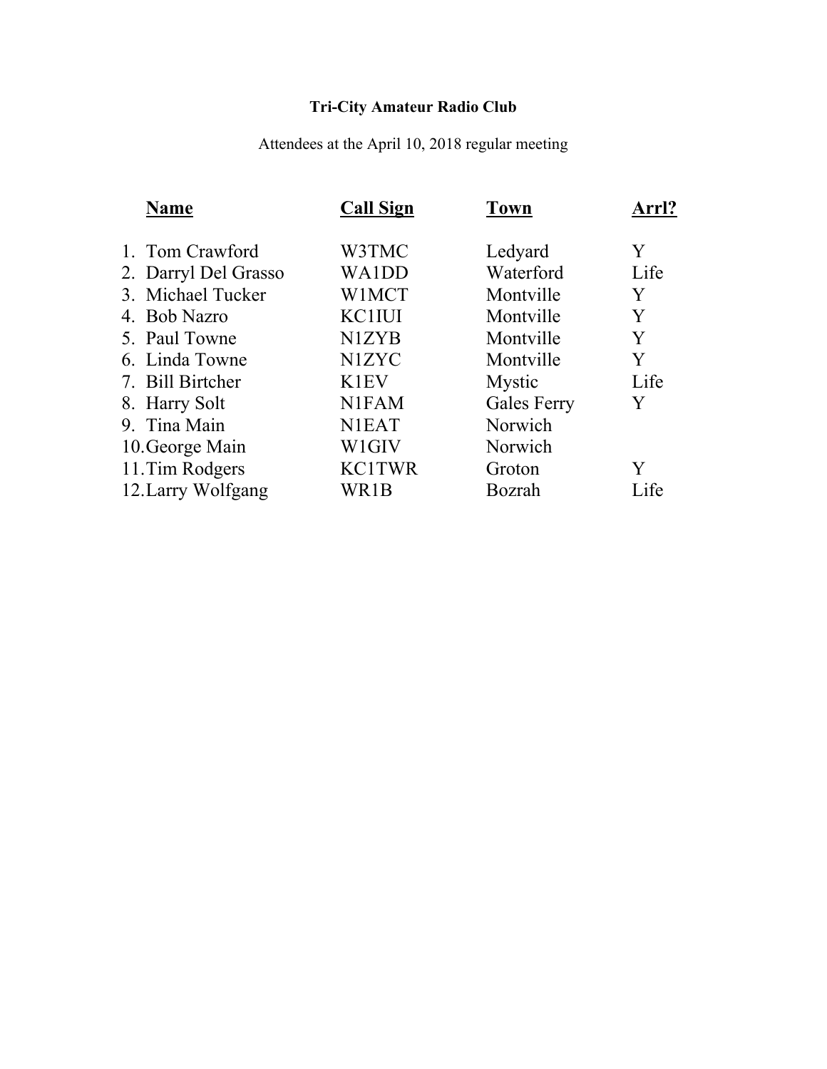**Tri-City Amateur Radio Club**

Attendees at the April 10, 2018 regular meeting

| | Name | Call Sign | Town | Arrl? |
|---|---|---|---|---|
| 1. | Tom Crawford | W3TMC | Ledyard | Y |
| 2. | Darryl Del Grasso | WA1DD | Waterford | Life |
| 3. | Michael Tucker | W1MCT | Montville | Y |
| 4. | Bob Nazro | KC1IUI | Montville | Y |
| 5. | Paul Towne | N1ZYB | Montville | Y |
| 6. | Linda Towne | N1ZYC | Montville | Y |
| 7. | Bill Birtcher | K1EV | Mystic | Life |
| 8. | Harry Solt | N1FAM | Gales Ferry | Y |
| 9. | Tina Main | N1EAT | Norwich | |
| 10. | George Main | W1GIV | Norwich | |
| 11. | Tim Rodgers | KC1TWR | Groton | Y |
| 12. | Larry Wolfgang | WR1B | Bozrah | Life |